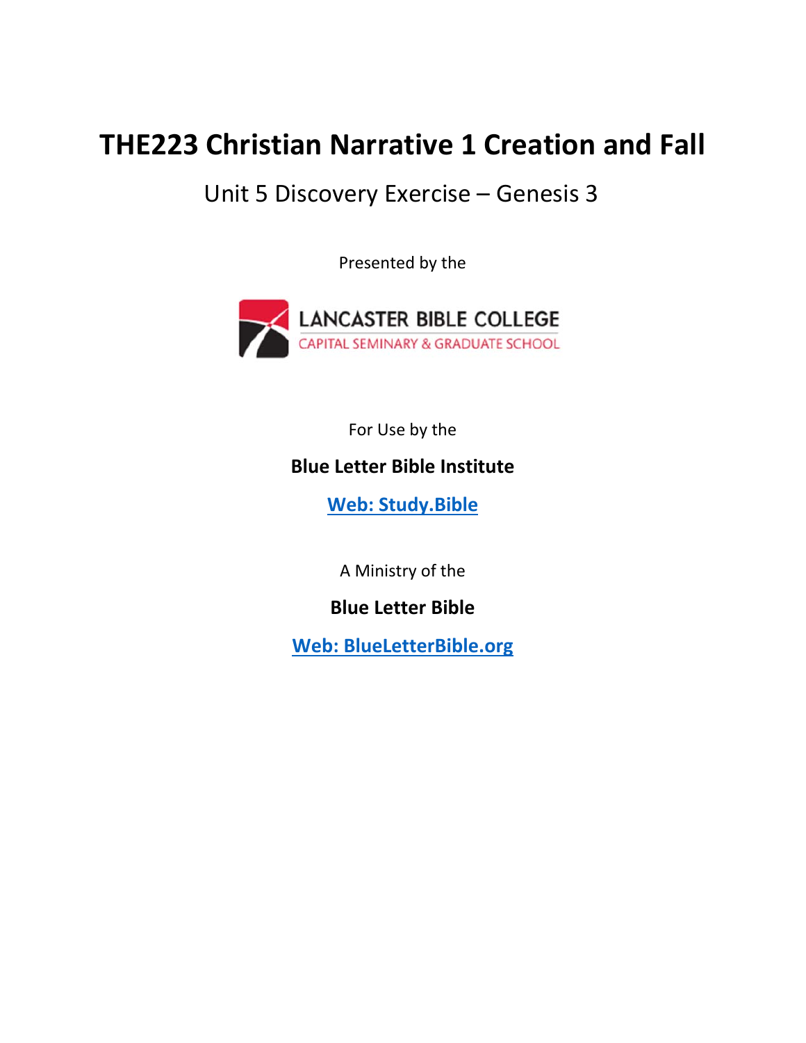# THE223 Christian Narrative 1 Creation and Fall

## Unit 5 Discovery Exercise – Genesis 3

Presented by the

LANCASTER BIBLE COLLEGE
CAPITAL SEMINARY & GRADUATE SCHOOL

For Use by the

**Blue Letter Bible Institute**

**Web: Study.Bible**

A Ministry of the

**Blue Letter Bible**

**Web: BlueLetterBible.org**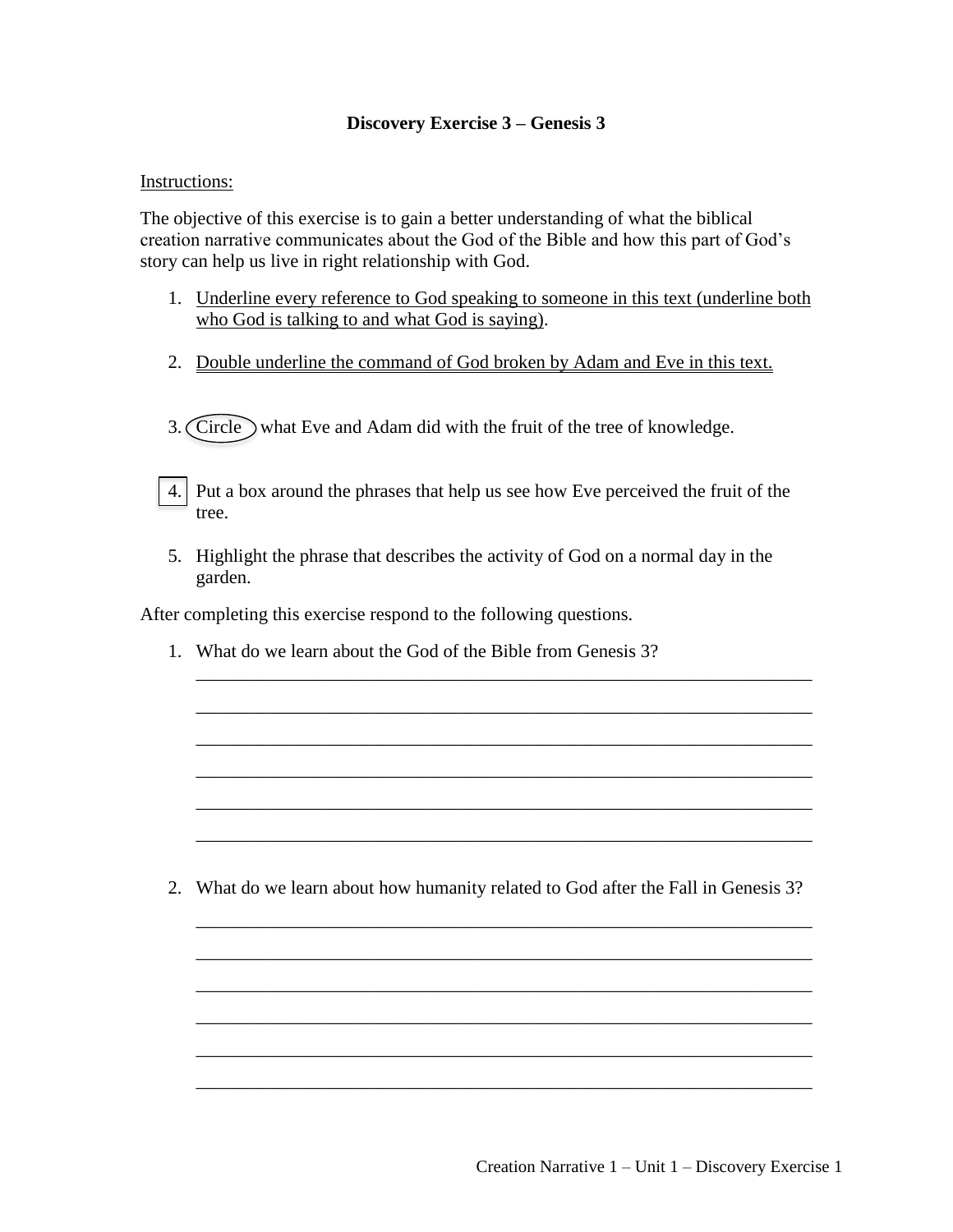**Discovery Exercise 3 – Genesis 3**

Instructions:

The objective of this exercise is to gain a better understanding of what the biblical creation narrative communicates about the God of the Bible and how this part of God's story can help us live in right relationship with God.

1. <u>Underline every reference to God speaking to someone in this text (underline both who God is talking to and what God is saying)</u>.

2. <u>Double underline the command of God broken by Adam and Eve in this text.</u>

3. Circle what Eve and Adam did with the fruit of the tree of knowledge.

4. Put a box around the phrases that help us see how Eve perceived the fruit of the tree.

5. Highlight the phrase that describes the activity of God on a normal day in the garden.

After completing this exercise respond to the following questions.

1. What do we learn about the God of the Bible from Genesis 3?
   ______________________________________________________________________
   ______________________________________________________________________
   ______________________________________________________________________
   ______________________________________________________________________
   ______________________________________________________________________
   ______________________________________________________________________

2. What do we learn about how humanity related to God after the Fall in Genesis 3?
   ______________________________________________________________________
   ______________________________________________________________________
   ______________________________________________________________________
   ______________________________________________________________________
   ______________________________________________________________________
   ______________________________________________________________________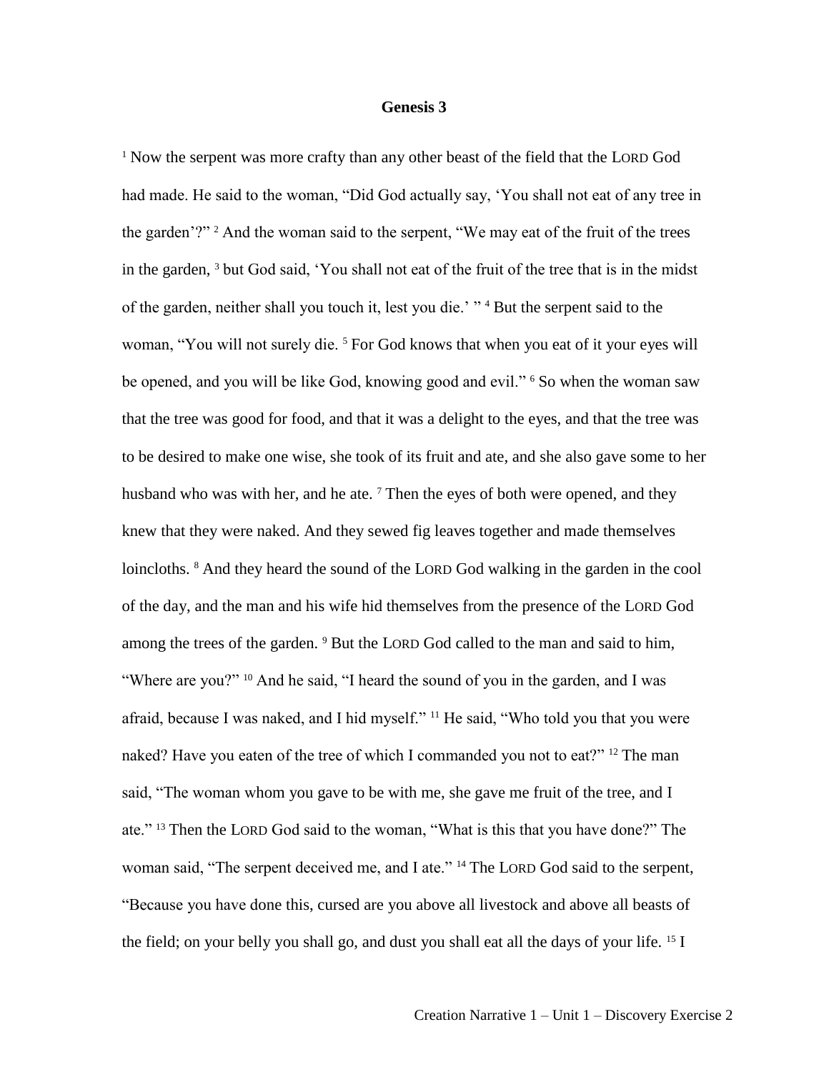# Genesis 3

[1] Now the serpent was more crafty than any other beast of the field that the LORD God had made. He said to the woman, “Did God actually say, ‘You shall not eat of any tree in the garden’?” [2] And the woman said to the serpent, “We may eat of the fruit of the trees in the garden, [3] but God said, ‘You shall not eat of the fruit of the tree that is in the midst of the garden, neither shall you touch it, lest you die.’ ” [4] But the serpent said to the woman, “You will not surely die. [5] For God knows that when you eat of it your eyes will be opened, and you will be like God, knowing good and evil.” [6] So when the woman saw that the tree was good for food, and that it was a delight to the eyes, and that the tree was to be desired to make one wise, she took of its fruit and ate, and she also gave some to her husband who was with her, and he ate. [7] Then the eyes of both were opened, and they knew that they were naked. And they sewed fig leaves together and made themselves loincloths. [8] And they heard the sound of the LORD God walking in the garden in the cool of the day, and the man and his wife hid themselves from the presence of the LORD God among the trees of the garden. [9] But the LORD God called to the man and said to him, “Where are you?” [10] And he said, “I heard the sound of you in the garden, and I was afraid, because I was naked, and I hid myself.” [11] He said, “Who told you that you were naked? Have you eaten of the tree of which I commanded you not to eat?” [12] The man said, “The woman whom you gave to be with me, she gave me fruit of the tree, and I ate.” [13] Then the LORD God said to the woman, “What is this that you have done?” The woman said, “The serpent deceived me, and I ate.” [14] The LORD God said to the serpent, “Because you have done this, cursed are you above all livestock and above all beasts of the field; on your belly you shall go, and dust you shall eat all the days of your life. [15] I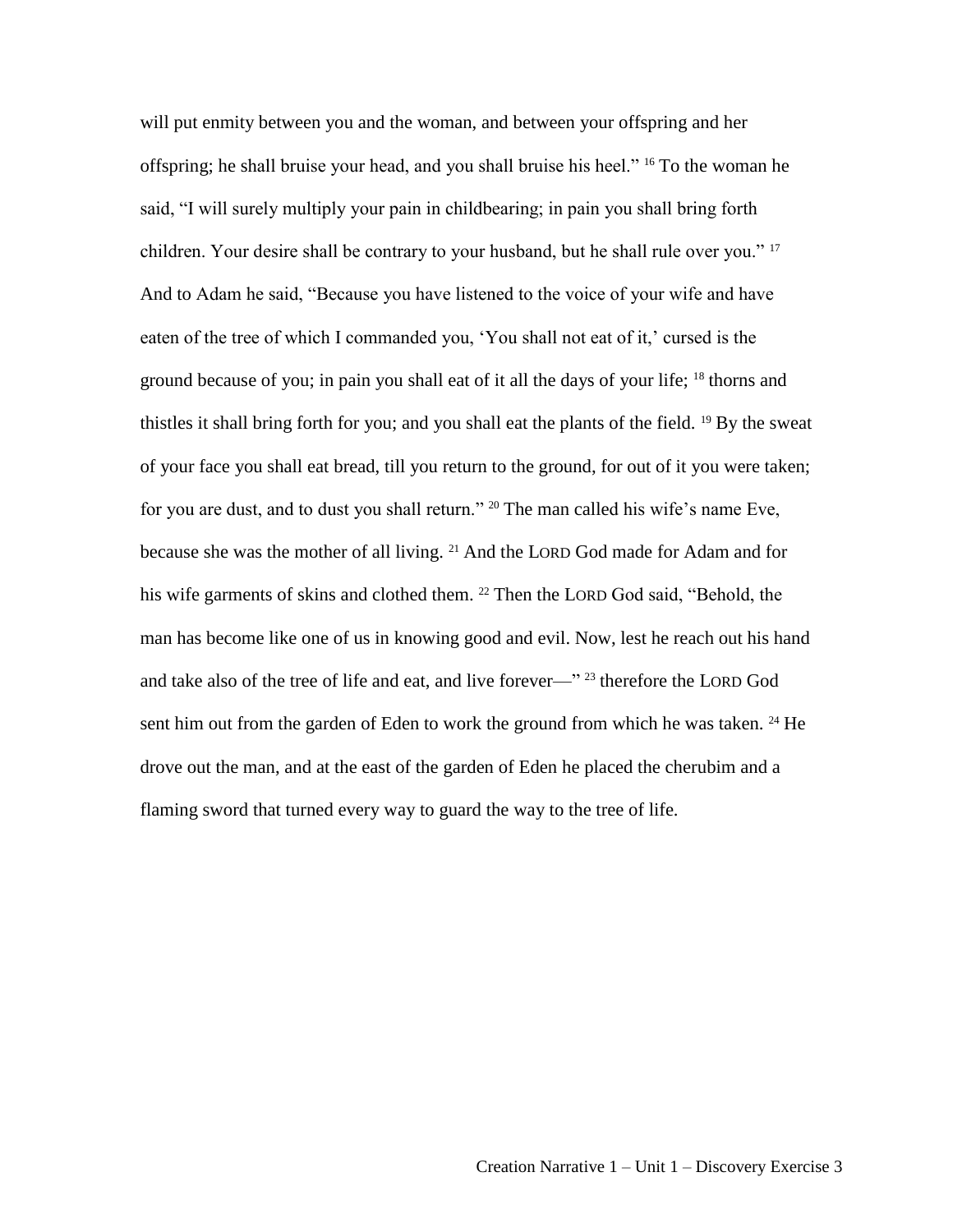will put enmity between you and the woman, and between your offspring and her offspring; he shall bruise your head, and you shall bruise his heel." [16] To the woman he said, "I will surely multiply your pain in childbearing; in pain you shall bring forth children. Your desire shall be contrary to your husband, but he shall rule over you." [17] And to Adam he said, "Because you have listened to the voice of your wife and have eaten of the tree of which I commanded you, 'You shall not eat of it,' cursed is the ground because of you; in pain you shall eat of it all the days of your life; [18] thorns and thistles it shall bring forth for you; and you shall eat the plants of the field. [19] By the sweat of your face you shall eat bread, till you return to the ground, for out of it you were taken; for you are dust, and to dust you shall return." [20] The man called his wife's name Eve, because she was the mother of all living. [21] And the LORD God made for Adam and for his wife garments of skins and clothed them. [22] Then the LORD God said, "Behold, the man has become like one of us in knowing good and evil. Now, lest he reach out his hand and take also of the tree of life and eat, and live forever—" [23] therefore the LORD God sent him out from the garden of Eden to work the ground from which he was taken. [24] He drove out the man, and at the east of the garden of Eden he placed the cherubim and a flaming sword that turned every way to guard the way to the tree of life.